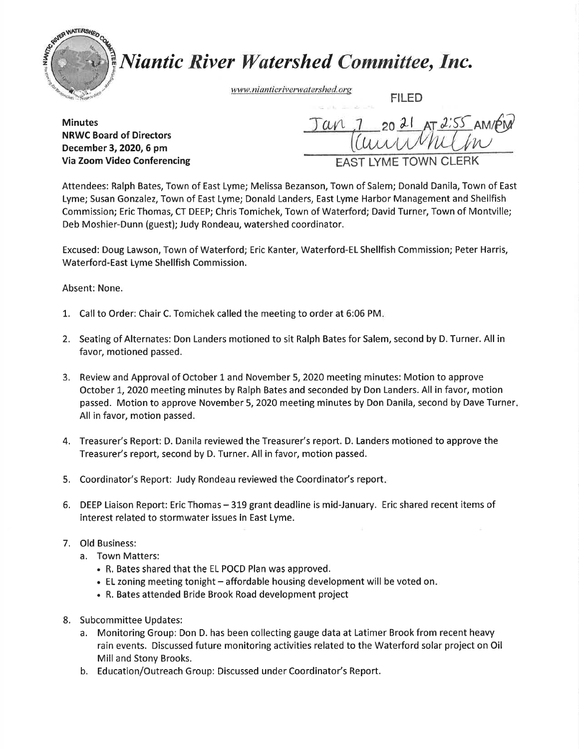# *Niantic River Watershed Committee, Inc.*

www.nianticriverwatershed.org

FILED

Jan 7 2021 AT 2:55 AM/PM

EAST LYME TOWN CLERK

**Minutes**
**NRWC Board of Directors**
**December 3, 2020, 6 pm**
**Via Zoom Video Conferencing**

Attendees: Ralph Bates, Town of East Lyme; Melissa Bezanson, Town of Salem; Donald Danila, Town of East Lyme; Susan Gonzalez, Town of East Lyme; Donald Landers, East Lyme Harbor Management and Shellfish Commission; Eric Thomas, CT DEEP; Chris Tomichek, Town of Waterford; David Turner, Town of Montville; Deb Moshier-Dunn (guest); Judy Rondeau, watershed coordinator.

Excused: Doug Lawson, Town of Waterford; Eric Kanter, Waterford-EL Shellfish Commission; Peter Harris, Waterford-East Lyme Shellfish Commission.

Absent: None.

1. Call to Order: Chair C. Tomichek called the meeting to order at 6:06 PM.
2. Seating of Alternates: Don Landers motioned to sit Ralph Bates for Salem, second by D. Turner. All in favor, motioned passed.
3. Review and Approval of October 1 and November 5, 2020 meeting minutes: Motion to approve October 1, 2020 meeting minutes by Ralph Bates and seconded by Don Landers. All in favor, motion passed. Motion to approve November 5, 2020 meeting minutes by Don Danila, second by Dave Turner. All in favor, motion passed.
4. Treasurer's Report: D. Danila reviewed the Treasurer's report. D. Landers motioned to approve the Treasurer's report, second by D. Turner. All in favor, motion passed.
5. Coordinator's Report: Judy Rondeau reviewed the Coordinator's report.
6. DEEP Liaison Report: Eric Thomas – 319 grant deadline is mid-January. Eric shared recent items of interest related to stormwater issues in East Lyme.
7. Old Business:
   a. Town Matters:
      - R. Bates shared that the EL POCD Plan was approved.
      - EL zoning meeting tonight – affordable housing development will be voted on.
      - R. Bates attended Bride Brook Road development project
8. Subcommittee Updates:
   a. Monitoring Group: Don D. has been collecting gauge data at Latimer Brook from recent heavy rain events. Discussed future monitoring activities related to the Waterford solar project on Oil Mill and Stony Brooks.
   b. Education/Outreach Group: Discussed under Coordinator's Report.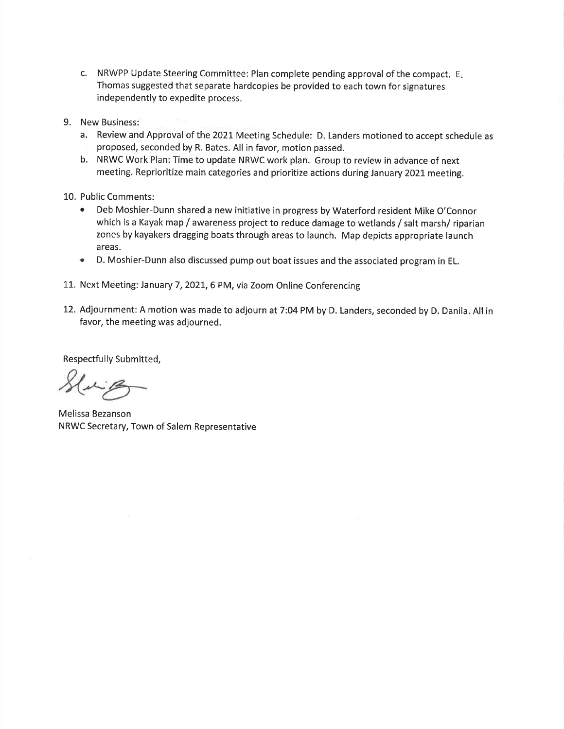c. NRWPP Update Steering Committee: Plan complete pending approval of the compact. E. Thomas suggested that separate hardcopies be provided to each town for signatures independently to expedite process.

9. New Business:
   a. Review and Approval of the 2021 Meeting Schedule: D. Landers motioned to accept schedule as proposed, seconded by R. Bates. All in favor, motion passed.
   b. NRWC Work Plan: Time to update NRWC work plan. Group to review in advance of next meeting. Reprioritize main categories and prioritize actions during January 2021 meeting.

10. Public Comments:
    - Deb Moshier-Dunn shared a new initiative in progress by Waterford resident Mike O'Connor which is a Kayak map / awareness project to reduce damage to wetlands / salt marsh/ riparian zones by kayakers dragging boats through areas to launch. Map depicts appropriate launch areas.
    - D. Moshier-Dunn also discussed pump out boat issues and the associated program in EL.

11. Next Meeting: January 7, 2021, 6 PM, via Zoom Online Conferencing

12. Adjournment: A motion was made to adjourn at 7:04 PM by D. Landers, seconded by D. Danila. All in favor, the meeting was adjourned.

Respectfully Submitted,

Melissa Bezanson
NRWC Secretary, Town of Salem Representative